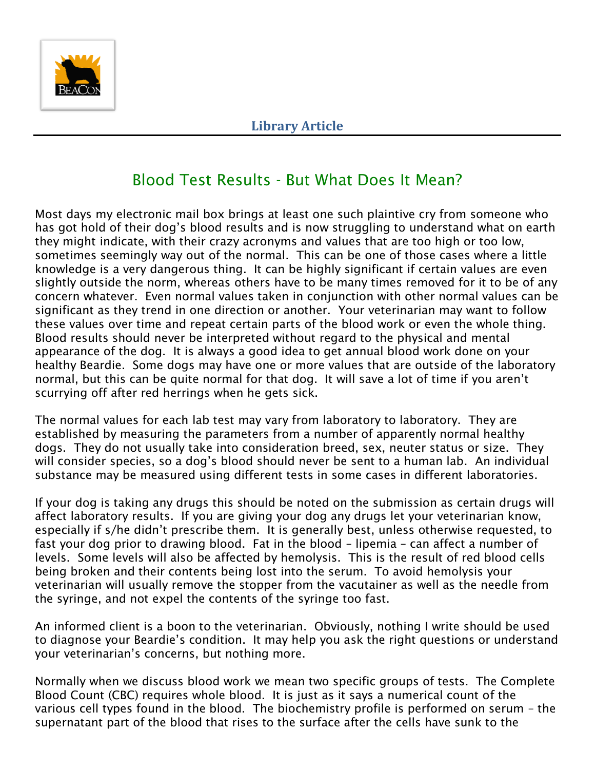**Library Article**

# Blood Test Results - But What Does It Mean?

Most days my electronic mail box brings at least one such plaintive cry from someone who has got hold of their dog's blood results and is now struggling to understand what on earth they might indicate, with their crazy acronyms and values that are too high or too low, sometimes seemingly way out of the normal. This can be one of those cases where a little knowledge is a very dangerous thing. It can be highly significant if certain values are even slightly outside the norm, whereas others have to be many times removed for it to be of any concern whatever. Even normal values taken in conjunction with other normal values can be significant as they trend in one direction or another. Your veterinarian may want to follow these values over time and repeat certain parts of the blood work or even the whole thing. Blood results should never be interpreted without regard to the physical and mental appearance of the dog. It is always a good idea to get annual blood work done on your healthy Beardie. Some dogs may have one or more values that are outside of the laboratory normal, but this can be quite normal for that dog. It will save a lot of time if you aren't scurrying off after red herrings when he gets sick.

The normal values for each lab test may vary from laboratory to laboratory. They are established by measuring the parameters from a number of apparently normal healthy dogs. They do not usually take into consideration breed, sex, neuter status or size. They will consider species, so a dog's blood should never be sent to a human lab. An individual substance may be measured using different tests in some cases in different laboratories.

If your dog is taking any drugs this should be noted on the submission as certain drugs will affect laboratory results. If you are giving your dog any drugs let your veterinarian know, especially if s/he didn't prescribe them. It is generally best, unless otherwise requested, to fast your dog prior to drawing blood. Fat in the blood – lipemia – can affect a number of levels. Some levels will also be affected by hemolysis. This is the result of red blood cells being broken and their contents being lost into the serum. To avoid hemolysis your veterinarian will usually remove the stopper from the vacutainer as well as the needle from the syringe, and not expel the contents of the syringe too fast.

An informed client is a boon to the veterinarian. Obviously, nothing I write should be used to diagnose your Beardie's condition. It may help you ask the right questions or understand your veterinarian's concerns, but nothing more.

Normally when we discuss blood work we mean two specific groups of tests. The Complete Blood Count (CBC) requires whole blood. It is just as it says a numerical count of the various cell types found in the blood. The biochemistry profile is performed on serum – the supernatant part of the blood that rises to the surface after the cells have sunk to the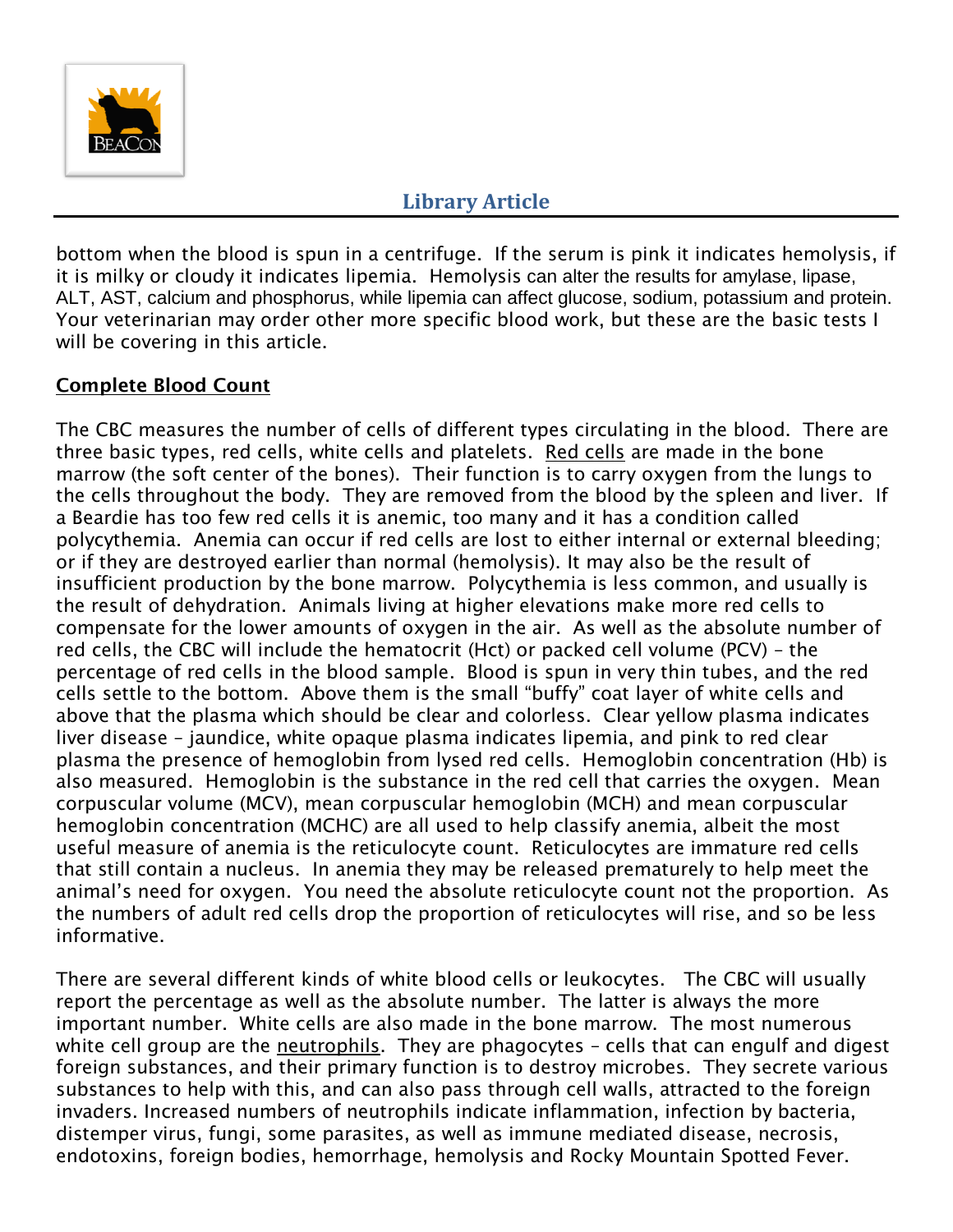bottom when the blood is spun in a centrifuge. If the serum is pink it indicates hemolysis, if it is milky or cloudy it indicates lipemia. Hemolysis can alter the results for amylase, lipase, ALT, AST, calcium and phosphorus, while lipemia can affect glucose, sodium, potassium and protein. Your veterinarian may order other more specific blood work, but these are the basic tests I will be covering in this article.

## Complete Blood Count

The CBC measures the number of cells of different types circulating in the blood. There are three basic types, red cells, white cells and platelets. Red cells are made in the bone marrow (the soft center of the bones). Their function is to carry oxygen from the lungs to the cells throughout the body. They are removed from the blood by the spleen and liver. If a Beardie has too few red cells it is anemic, too many and it has a condition called polycythemia. Anemia can occur if red cells are lost to either internal or external bleeding; or if they are destroyed earlier than normal (hemolysis). It may also be the result of insufficient production by the bone marrow. Polycythemia is less common, and usually is the result of dehydration. Animals living at higher elevations make more red cells to compensate for the lower amounts of oxygen in the air. As well as the absolute number of red cells, the CBC will include the hematocrit (Hct) or packed cell volume (PCV) – the percentage of red cells in the blood sample. Blood is spun in very thin tubes, and the red cells settle to the bottom. Above them is the small "buffy" coat layer of white cells and above that the plasma which should be clear and colorless. Clear yellow plasma indicates liver disease – jaundice, white opaque plasma indicates lipemia, and pink to red clear plasma the presence of hemoglobin from lysed red cells. Hemoglobin concentration (Hb) is also measured. Hemoglobin is the substance in the red cell that carries the oxygen. Mean corpuscular volume (MCV), mean corpuscular hemoglobin (MCH) and mean corpuscular hemoglobin concentration (MCHC) are all used to help classify anemia, albeit the most useful measure of anemia is the reticulocyte count. Reticulocytes are immature red cells that still contain a nucleus. In anemia they may be released prematurely to help meet the animal's need for oxygen. You need the absolute reticulocyte count not the proportion. As the numbers of adult red cells drop the proportion of reticulocytes will rise, and so be less informative.

There are several different kinds of white blood cells or leukocytes. The CBC will usually report the percentage as well as the absolute number. The latter is always the more important number. White cells are also made in the bone marrow. The most numerous white cell group are the neutrophils. They are phagocytes – cells that can engulf and digest foreign substances, and their primary function is to destroy microbes. They secrete various substances to help with this, and can also pass through cell walls, attracted to the foreign invaders. Increased numbers of neutrophils indicate inflammation, infection by bacteria, distemper virus, fungi, some parasites, as well as immune mediated disease, necrosis, endotoxins, foreign bodies, hemorrhage, hemolysis and Rocky Mountain Spotted Fever.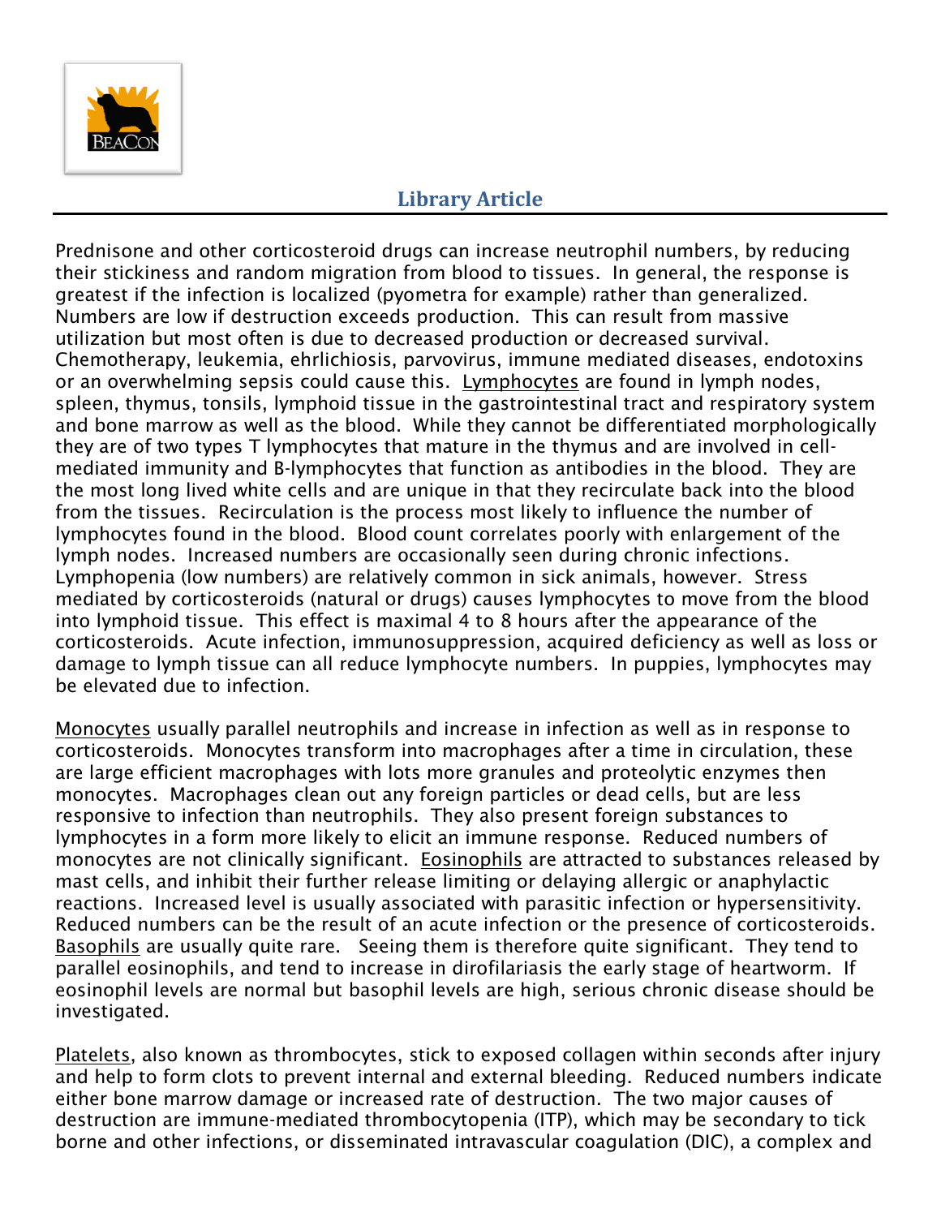Prednisone and other corticosteroid drugs can increase neutrophil numbers, by reducing their stickiness and random migration from blood to tissues. In general, the response is greatest if the infection is localized (pyometra for example) rather than generalized. Numbers are low if destruction exceeds production. This can result from massive utilization but most often is due to decreased production or decreased survival. Chemotherapy, leukemia, ehrlichiosis, parvovirus, immune mediated diseases, endotoxins or an overwhelming sepsis could cause this. Lymphocytes are found in lymph nodes, spleen, thymus, tonsils, lymphoid tissue in the gastrointestinal tract and respiratory system and bone marrow as well as the blood. While they cannot be differentiated morphologically they are of two types T lymphocytes that mature in the thymus and are involved in cell-mediated immunity and B-lymphocytes that function as antibodies in the blood. They are the most long lived white cells and are unique in that they recirculate back into the blood from the tissues. Recirculation is the process most likely to influence the number of lymphocytes found in the blood. Blood count correlates poorly with enlargement of the lymph nodes. Increased numbers are occasionally seen during chronic infections. Lymphopenia (low numbers) are relatively common in sick animals, however. Stress mediated by corticosteroids (natural or drugs) causes lymphocytes to move from the blood into lymphoid tissue. This effect is maximal 4 to 8 hours after the appearance of the corticosteroids. Acute infection, immunosuppression, acquired deficiency as well as loss or damage to lymph tissue can all reduce lymphocyte numbers. In puppies, lymphocytes may be elevated due to infection.

Monocytes usually parallel neutrophils and increase in infection as well as in response to corticosteroids. Monocytes transform into macrophages after a time in circulation, these are large efficient macrophages with lots more granules and proteolytic enzymes then monocytes. Macrophages clean out any foreign particles or dead cells, but are less responsive to infection than neutrophils. They also present foreign substances to lymphocytes in a form more likely to elicit an immune response. Reduced numbers of monocytes are not clinically significant. Eosinophils are attracted to substances released by mast cells, and inhibit their further release limiting or delaying allergic or anaphylactic reactions. Increased level is usually associated with parasitic infection or hypersensitivity. Reduced numbers can be the result of an acute infection or the presence of corticosteroids. Basophils are usually quite rare. Seeing them is therefore quite significant. They tend to parallel eosinophils, and tend to increase in dirofilariasis the early stage of heartworm. If eosinophil levels are normal but basophil levels are high, serious chronic disease should be investigated.

Platelets, also known as thrombocytes, stick to exposed collagen within seconds after injury and help to form clots to prevent internal and external bleeding. Reduced numbers indicate either bone marrow damage or increased rate of destruction. The two major causes of destruction are immune-mediated thrombocytopenia (ITP), which may be secondary to tick borne and other infections, or disseminated intravascular coagulation (DIC), a complex and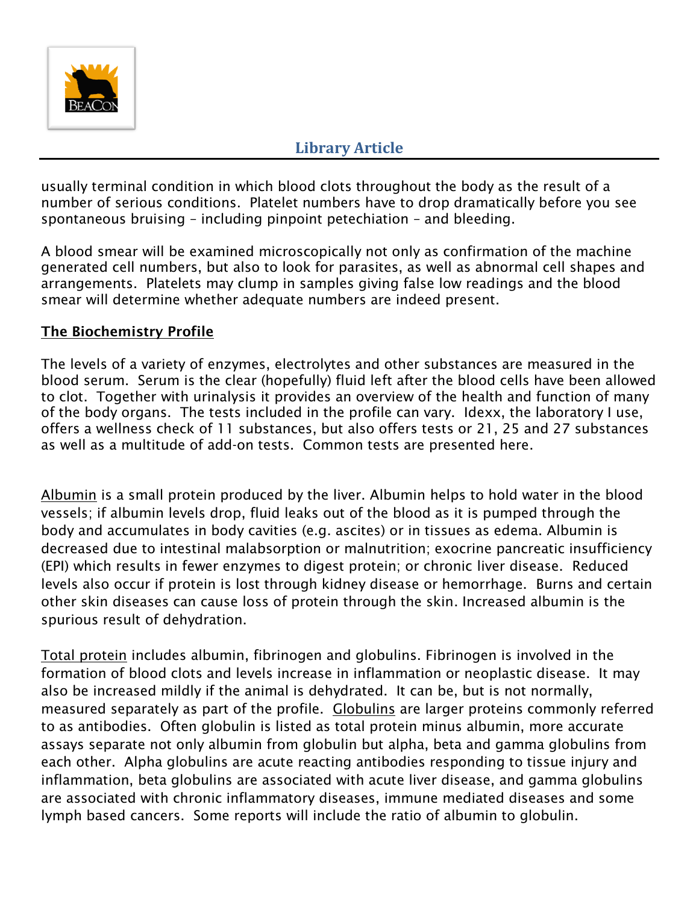usually terminal condition in which blood clots throughout the body as the result of a number of serious conditions. Platelet numbers have to drop dramatically before you see spontaneous bruising – including pinpoint petechiation – and bleeding.

A blood smear will be examined microscopically not only as confirmation of the machine generated cell numbers, but also to look for parasites, as well as abnormal cell shapes and arrangements. Platelets may clump in samples giving false low readings and the blood smear will determine whether adequate numbers are indeed present.

## The Biochemistry Profile

The levels of a variety of enzymes, electrolytes and other substances are measured in the blood serum. Serum is the clear (hopefully) fluid left after the blood cells have been allowed to clot. Together with urinalysis it provides an overview of the health and function of many of the body organs. The tests included in the profile can vary. Idexx, the laboratory I use, offers a wellness check of 11 substances, but also offers tests or 21, 25 and 27 substances as well as a multitude of add-on tests. Common tests are presented here.

Albumin is a small protein produced by the liver. Albumin helps to hold water in the blood vessels; if albumin levels drop, fluid leaks out of the blood as it is pumped through the body and accumulates in body cavities (e.g. ascites) or in tissues as edema. Albumin is decreased due to intestinal malabsorption or malnutrition; exocrine pancreatic insufficiency (EPI) which results in fewer enzymes to digest protein; or chronic liver disease. Reduced levels also occur if protein is lost through kidney disease or hemorrhage. Burns and certain other skin diseases can cause loss of protein through the skin. Increased albumin is the spurious result of dehydration.

Total protein includes albumin, fibrinogen and globulins. Fibrinogen is involved in the formation of blood clots and levels increase in inflammation or neoplastic disease. It may also be increased mildly if the animal is dehydrated. It can be, but is not normally, measured separately as part of the profile. Globulins are larger proteins commonly referred to as antibodies. Often globulin is listed as total protein minus albumin, more accurate assays separate not only albumin from globulin but alpha, beta and gamma globulins from each other. Alpha globulins are acute reacting antibodies responding to tissue injury and inflammation, beta globulins are associated with acute liver disease, and gamma globulins are associated with chronic inflammatory diseases, immune mediated diseases and some lymph based cancers. Some reports will include the ratio of albumin to globulin.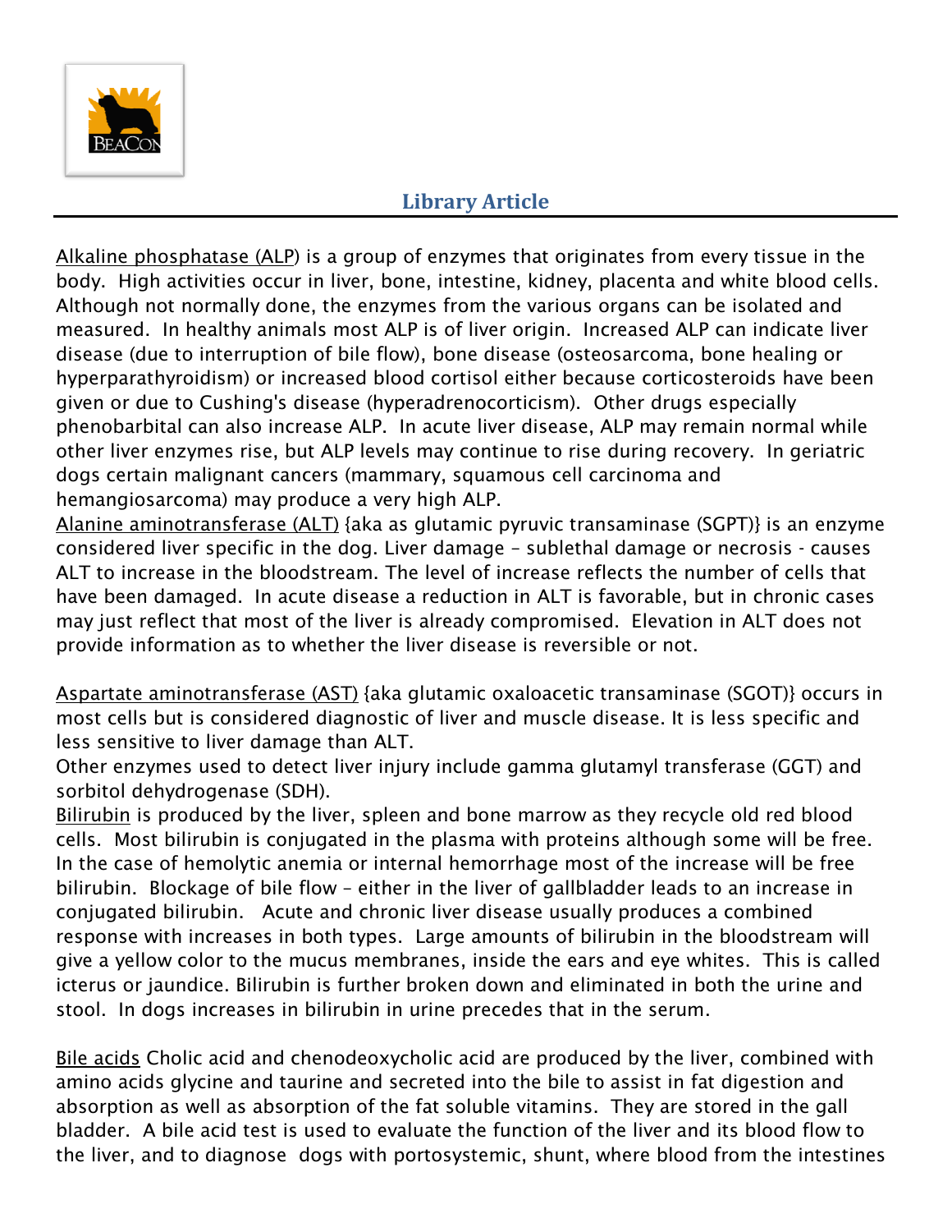## Library Article

Alkaline phosphatase (ALP) is a group of enzymes that originates from every tissue in the body. High activities occur in liver, bone, intestine, kidney, placenta and white blood cells. Although not normally done, the enzymes from the various organs can be isolated and measured. In healthy animals most ALP is of liver origin. Increased ALP can indicate liver disease (due to interruption of bile flow), bone disease (osteosarcoma, bone healing or hyperparathyroidism) or increased blood cortisol either because corticosteroids have been given or due to Cushing's disease (hyperadrenocorticism). Other drugs especially phenobarbital can also increase ALP. In acute liver disease, ALP may remain normal while other liver enzymes rise, but ALP levels may continue to rise during recovery. In geriatric dogs certain malignant cancers (mammary, squamous cell carcinoma and hemangiosarcoma) may produce a very high ALP.

Alanine aminotransferase (ALT) {aka as glutamic pyruvic transaminase (SGPT)} is an enzyme considered liver specific in the dog. Liver damage – sublethal damage or necrosis - causes ALT to increase in the bloodstream. The level of increase reflects the number of cells that have been damaged. In acute disease a reduction in ALT is favorable, but in chronic cases may just reflect that most of the liver is already compromised. Elevation in ALT does not provide information as to whether the liver disease is reversible or not.

Aspartate aminotransferase (AST) {aka glutamic oxaloacetic transaminase (SGOT)} occurs in most cells but is considered diagnostic of liver and muscle disease. It is less specific and less sensitive to liver damage than ALT.

Other enzymes used to detect liver injury include gamma glutamyl transferase (GGT) and sorbitol dehydrogenase (SDH).

Bilirubin is produced by the liver, spleen and bone marrow as they recycle old red blood cells. Most bilirubin is conjugated in the plasma with proteins although some will be free. In the case of hemolytic anemia or internal hemorrhage most of the increase will be free bilirubin. Blockage of bile flow – either in the liver of gallbladder leads to an increase in conjugated bilirubin. Acute and chronic liver disease usually produces a combined response with increases in both types. Large amounts of bilirubin in the bloodstream will give a yellow color to the mucus membranes, inside the ears and eye whites. This is called icterus or jaundice. Bilirubin is further broken down and eliminated in both the urine and stool. In dogs increases in bilirubin in urine precedes that in the serum.

Bile acids Cholic acid and chenodeoxycholic acid are produced by the liver, combined with amino acids glycine and taurine and secreted into the bile to assist in fat digestion and absorption as well as absorption of the fat soluble vitamins. They are stored in the gall bladder. A bile acid test is used to evaluate the function of the liver and its blood flow to the liver, and to diagnose dogs with portosystemic, shunt, where blood from the intestines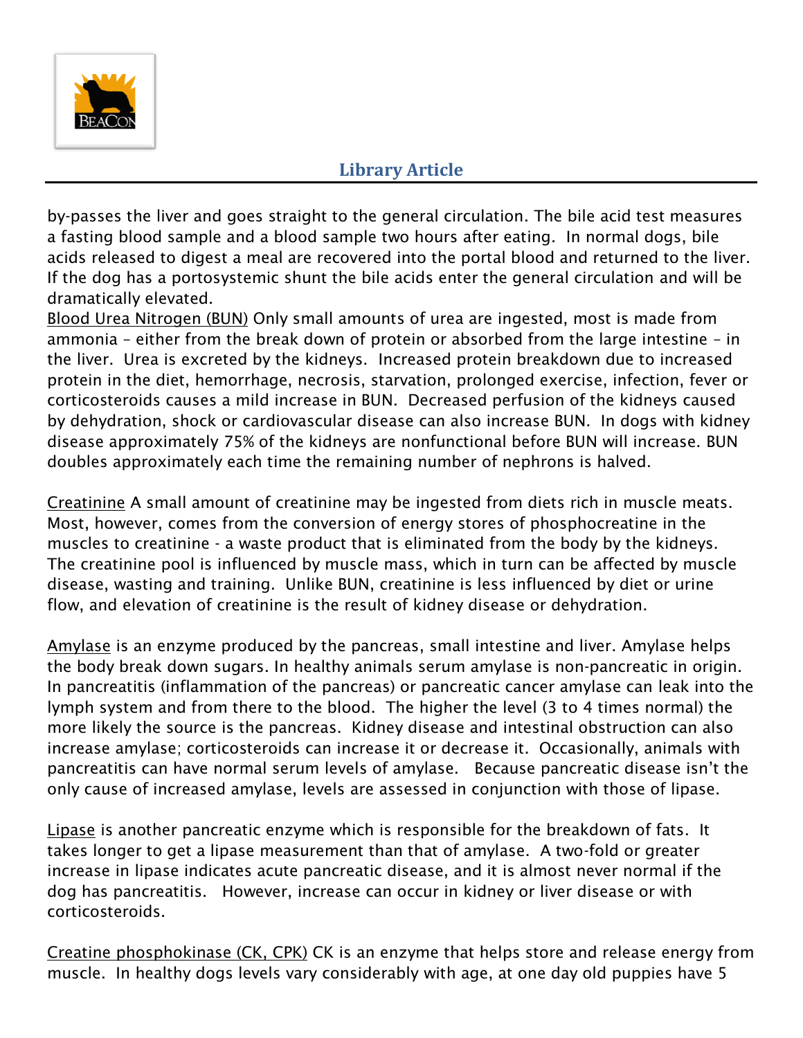by-passes the liver and goes straight to the general circulation. The bile acid test measures a fasting blood sample and a blood sample two hours after eating. In normal dogs, bile acids released to digest a meal are recovered into the portal blood and returned to the liver. If the dog has a portosystemic shunt the bile acids enter the general circulation and will be dramatically elevated.

Blood Urea Nitrogen (BUN) Only small amounts of urea are ingested, most is made from ammonia – either from the break down of protein or absorbed from the large intestine – in the liver. Urea is excreted by the kidneys. Increased protein breakdown due to increased protein in the diet, hemorrhage, necrosis, starvation, prolonged exercise, infection, fever or corticosteroids causes a mild increase in BUN. Decreased perfusion of the kidneys caused by dehydration, shock or cardiovascular disease can also increase BUN. In dogs with kidney disease approximately 75% of the kidneys are nonfunctional before BUN will increase. BUN doubles approximately each time the remaining number of nephrons is halved.

Creatinine A small amount of creatinine may be ingested from diets rich in muscle meats. Most, however, comes from the conversion of energy stores of phosphocreatine in the muscles to creatinine - a waste product that is eliminated from the body by the kidneys. The creatinine pool is influenced by muscle mass, which in turn can be affected by muscle disease, wasting and training. Unlike BUN, creatinine is less influenced by diet or urine flow, and elevation of creatinine is the result of kidney disease or dehydration.

Amylase is an enzyme produced by the pancreas, small intestine and liver. Amylase helps the body break down sugars. In healthy animals serum amylase is non-pancreatic in origin. In pancreatitis (inflammation of the pancreas) or pancreatic cancer amylase can leak into the lymph system and from there to the blood. The higher the level (3 to 4 times normal) the more likely the source is the pancreas. Kidney disease and intestinal obstruction can also increase amylase; corticosteroids can increase it or decrease it. Occasionally, animals with pancreatitis can have normal serum levels of amylase. Because pancreatic disease isn't the only cause of increased amylase, levels are assessed in conjunction with those of lipase.

Lipase is another pancreatic enzyme which is responsible for the breakdown of fats. It takes longer to get a lipase measurement than that of amylase. A two-fold or greater increase in lipase indicates acute pancreatic disease, and it is almost never normal if the dog has pancreatitis. However, increase can occur in kidney or liver disease or with corticosteroids.

Creatine phosphokinase (CK, CPK) CK is an enzyme that helps store and release energy from muscle. In healthy dogs levels vary considerably with age, at one day old puppies have 5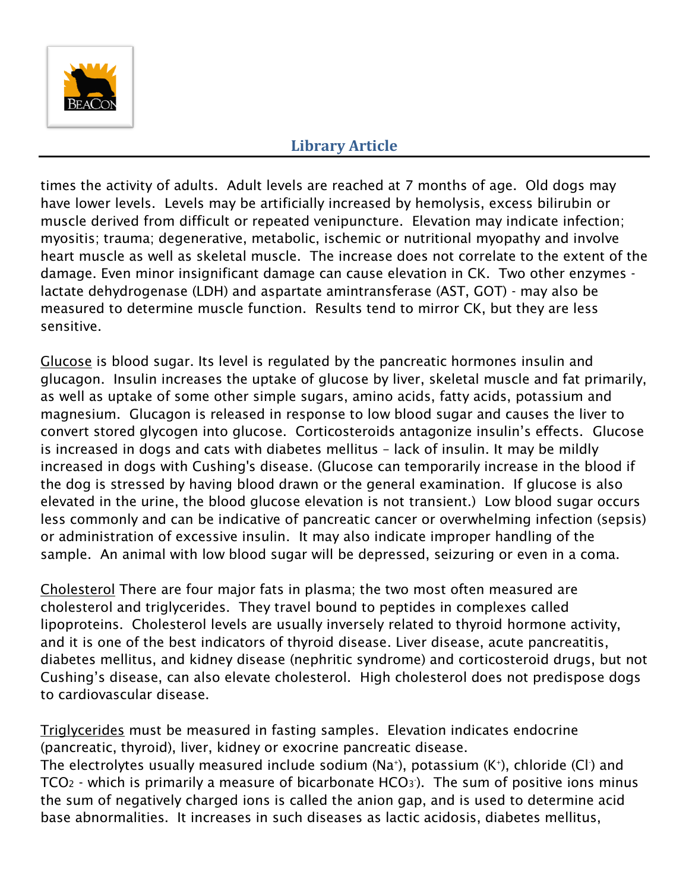times the activity of adults. Adult levels are reached at 7 months of age. Old dogs may have lower levels. Levels may be artificially increased by hemolysis, excess bilirubin or muscle derived from difficult or repeated venipuncture. Elevation may indicate infection; myositis; trauma; degenerative, metabolic, ischemic or nutritional myopathy and involve heart muscle as well as skeletal muscle. The increase does not correlate to the extent of the damage. Even minor insignificant damage can cause elevation in CK. Two other enzymes - lactate dehydrogenase (LDH) and aspartate amintransferase (AST, GOT) - may also be measured to determine muscle function. Results tend to mirror CK, but they are less sensitive.

<u>Glucose</u> is blood sugar. Its level is regulated by the pancreatic hormones insulin and glucagon. Insulin increases the uptake of glucose by liver, skeletal muscle and fat primarily, as well as uptake of some other simple sugars, amino acids, fatty acids, potassium and magnesium. Glucagon is released in response to low blood sugar and causes the liver to convert stored glycogen into glucose. Corticosteroids antagonize insulin's effects. Glucose is increased in dogs and cats with diabetes mellitus – lack of insulin. It may be mildly increased in dogs with Cushing's disease. (Glucose can temporarily increase in the blood if the dog is stressed by having blood drawn or the general examination. If glucose is also elevated in the urine, the blood glucose elevation is not transient.) Low blood sugar occurs less commonly and can be indicative of pancreatic cancer or overwhelming infection (sepsis) or administration of excessive insulin. It may also indicate improper handling of the sample. An animal with low blood sugar will be depressed, seizuring or even in a coma.

<u>Cholesterol</u> There are four major fats in plasma; the two most often measured are cholesterol and triglycerides. They travel bound to peptides in complexes called lipoproteins. Cholesterol levels are usually inversely related to thyroid hormone activity, and it is one of the best indicators of thyroid disease. Liver disease, acute pancreatitis, diabetes mellitus, and kidney disease (nephritic syndrome) and corticosteroid drugs, but not Cushing's disease, can also elevate cholesterol. High cholesterol does not predispose dogs to cardiovascular disease.

<u>Triglycerides</u> must be measured in fasting samples. Elevation indicates endocrine (pancreatic, thyroid), liver, kidney or exocrine pancreatic disease.

The electrolytes usually measured include sodium ($Na^+$), potassium ($K^+$), chloride ($Cl^-$) and $TCO_2$ - which is primarily a measure of bicarbonate $HCO_3^-$). The sum of positive ions minus the sum of negatively charged ions is called the anion gap, and is used to determine acid base abnormalities. It increases in such diseases as lactic acidosis, diabetes mellitus,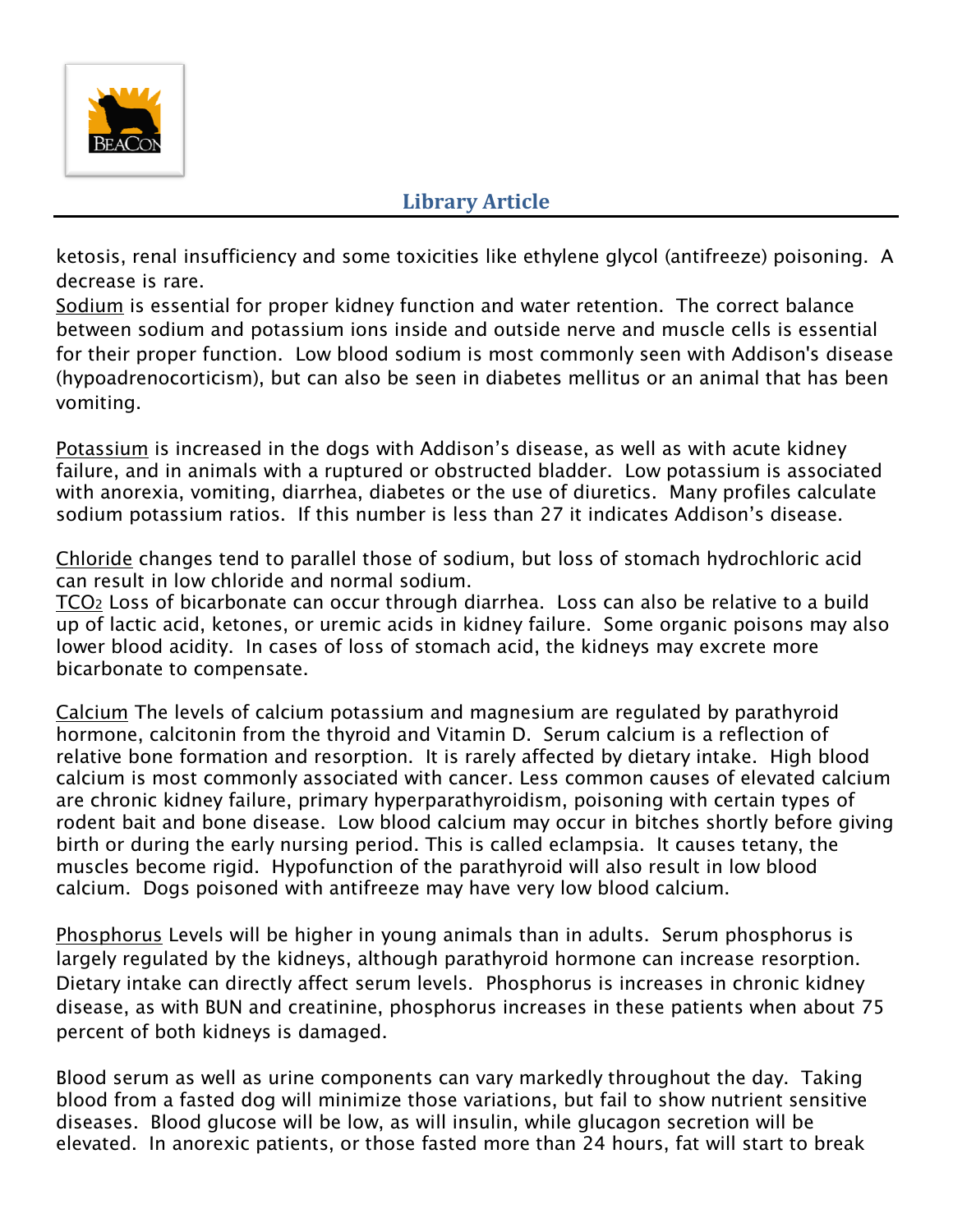ketosis, renal insufficiency and some toxicities like ethylene glycol (antifreeze) poisoning. A decrease is rare.

<u>Sodium</u> is essential for proper kidney function and water retention. The correct balance between sodium and potassium ions inside and outside nerve and muscle cells is essential for their proper function. Low blood sodium is most commonly seen with Addison's disease (hypoadrenocorticism), but can also be seen in diabetes mellitus or an animal that has been vomiting.

<u>Potassium</u> is increased in the dogs with Addison's disease, as well as with acute kidney failure, and in animals with a ruptured or obstructed bladder. Low potassium is associated with anorexia, vomiting, diarrhea, diabetes or the use of diuretics. Many profiles calculate sodium potassium ratios. If this number is less than 27 it indicates Addison's disease.

<u>Chloride</u> changes tend to parallel those of sodium, but loss of stomach hydrochloric acid can result in low chloride and normal sodium.

<u>$TCO_2$</u> Loss of bicarbonate can occur through diarrhea. Loss can also be relative to a build up of lactic acid, ketones, or uremic acids in kidney failure. Some organic poisons may also lower blood acidity. In cases of loss of stomach acid, the kidneys may excrete more bicarbonate to compensate.

<u>Calcium</u> The levels of calcium potassium and magnesium are regulated by parathyroid hormone, calcitonin from the thyroid and Vitamin D. Serum calcium is a reflection of relative bone formation and resorption. It is rarely affected by dietary intake. High blood calcium is most commonly associated with cancer. Less common causes of elevated calcium are chronic kidney failure, primary hyperparathyroidism, poisoning with certain types of rodent bait and bone disease. Low blood calcium may occur in bitches shortly before giving birth or during the early nursing period. This is called eclampsia. It causes tetany, the muscles become rigid. Hypofunction of the parathyroid will also result in low blood calcium. Dogs poisoned with antifreeze may have very low blood calcium.

<u>Phosphorus</u> Levels will be higher in young animals than in adults. Serum phosphorus is largely regulated by the kidneys, although parathyroid hormone can increase resorption. Dietary intake can directly affect serum levels. Phosphorus is increases in chronic kidney disease, as with BUN and creatinine, phosphorus increases in these patients when about 75 percent of both kidneys is damaged.

Blood serum as well as urine components can vary markedly throughout the day. Taking blood from a fasted dog will minimize those variations, but fail to show nutrient sensitive diseases. Blood glucose will be low, as will insulin, while glucagon secretion will be elevated. In anorexic patients, or those fasted more than 24 hours, fat will start to break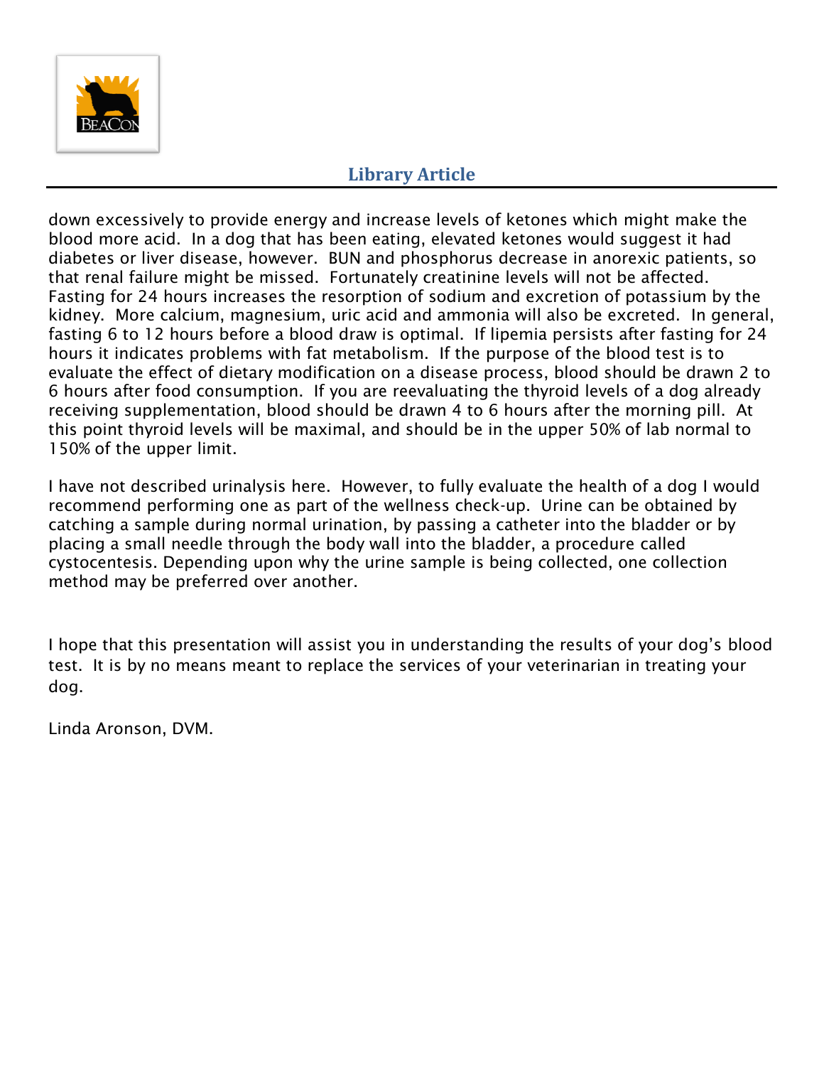down excessively to provide energy and increase levels of ketones which might make the blood more acid. In a dog that has been eating, elevated ketones would suggest it had diabetes or liver disease, however. BUN and phosphorus decrease in anorexic patients, so that renal failure might be missed. Fortunately creatinine levels will not be affected. Fasting for 24 hours increases the resorption of sodium and excretion of potassium by the kidney. More calcium, magnesium, uric acid and ammonia will also be excreted. In general, fasting 6 to 12 hours before a blood draw is optimal. If lipemia persists after fasting for 24 hours it indicates problems with fat metabolism. If the purpose of the blood test is to evaluate the effect of dietary modification on a disease process, blood should be drawn 2 to 6 hours after food consumption. If you are reevaluating the thyroid levels of a dog already receiving supplementation, blood should be drawn 4 to 6 hours after the morning pill. At this point thyroid levels will be maximal, and should be in the upper 50% of lab normal to 150% of the upper limit.

I have not described urinalysis here. However, to fully evaluate the health of a dog I would recommend performing one as part of the wellness check-up. Urine can be obtained by catching a sample during normal urination, by passing a catheter into the bladder or by placing a small needle through the body wall into the bladder, a procedure called cystocentesis. Depending upon why the urine sample is being collected, one collection method may be preferred over another.

I hope that this presentation will assist you in understanding the results of your dog's blood test. It is by no means meant to replace the services of your veterinarian in treating your dog.

Linda Aronson, DVM.